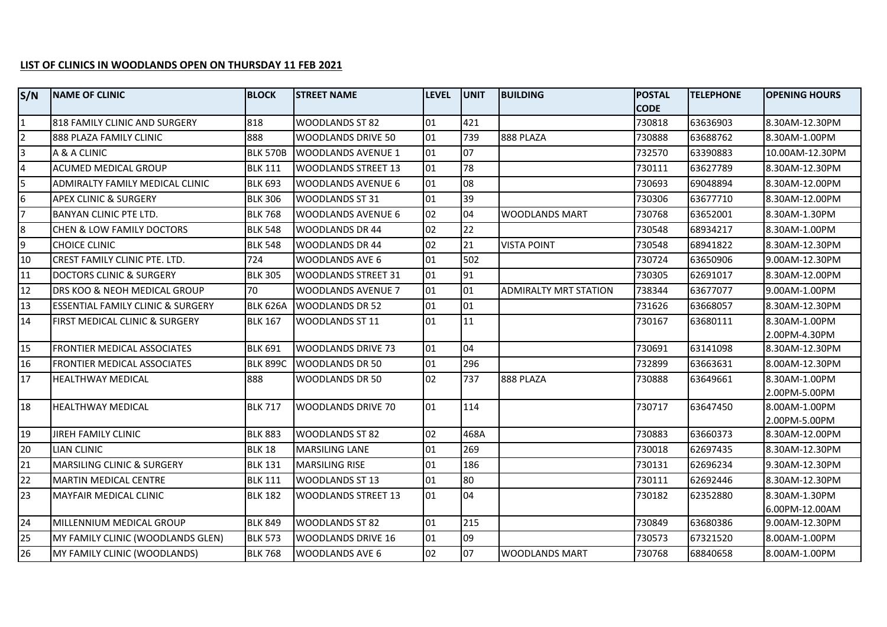**LIST OF CLINICS IN WOODLANDS OPEN ON THURSDAY 11 FEB 2021**

| S/N | NAME OF CLINIC | BLOCK | STREET NAME | LEVEL | UNIT | BUILDING | POSTAL CODE | TELEPHONE | OPENING HOURS |
|---|---|---|---|---|---|---|---|---|---|
| 1 | 818 FAMILY CLINIC AND SURGERY | 818 | WOODLANDS ST 82 | 01 | 421 | | 730818 | 63636903 | 8.30AM-12.30PM |
| 2 | 888 PLAZA FAMILY CLINIC | 888 | WOODLANDS DRIVE 50 | 01 | 739 | 888 PLAZA | 730888 | 63688762 | 8.30AM-1.00PM |
| 3 | A & A CLINIC | BLK 570B | WOODLANDS AVENUE 1 | 01 | 07 | | 732570 | 63390883 | 10.00AM-12.30PM |
| 4 | ACUMED MEDICAL GROUP | BLK 111 | WOODLANDS STREET 13 | 01 | 78 | | 730111 | 63627789 | 8.30AM-12.30PM |
| 5 | ADMIRALTY FAMILY MEDICAL CLINIC | BLK 693 | WOODLANDS AVENUE 6 | 01 | 08 | | 730693 | 69048894 | 8.30AM-12.00PM |
| 6 | APEX CLINIC & SURGERY | BLK 306 | WOODLANDS ST 31 | 01 | 39 | | 730306 | 63677710 | 8.30AM-12.00PM |
| 7 | BANYAN CLINIC PTE LTD. | BLK 768 | WOODLANDS AVENUE 6 | 02 | 04 | WOODLANDS MART | 730768 | 63652001 | 8.30AM-1.30PM |
| 8 | CHEN & LOW FAMILY DOCTORS | BLK 548 | WOODLANDS DR 44 | 02 | 22 | | 730548 | 68934217 | 8.30AM-1.00PM |
| 9 | CHOICE CLINIC | BLK 548 | WOODLANDS DR 44 | 02 | 21 | VISTA POINT | 730548 | 68941822 | 8.30AM-12.30PM |
| 10 | CREST FAMILY CLINIC PTE. LTD. | 724 | WOODLANDS AVE 6 | 01 | 502 | | 730724 | 63650906 | 9.00AM-12.30PM |
| 11 | DOCTORS CLINIC & SURGERY | BLK 305 | WOODLANDS STREET 31 | 01 | 91 | | 730305 | 62691017 | 8.30AM-12.00PM |
| 12 | DRS KOO & NEOH MEDICAL GROUP | 70 | WOODLANDS AVENUE 7 | 01 | 01 | ADMIRALTY MRT STATION | 738344 | 63677077 | 9.00AM-1.00PM |
| 13 | ESSENTIAL FAMILY CLINIC & SURGERY | BLK 626A | WOODLANDS DR 52 | 01 | 01 | | 731626 | 63668057 | 8.30AM-12.30PM |
| 14 | FIRST MEDICAL CLINIC & SURGERY | BLK 167 | WOODLANDS ST 11 | 01 | 11 | | 730167 | 63680111 | 8.30AM-1.00PM<br>2.00PM-4.30PM |
| 15 | FRONTIER MEDICAL ASSOCIATES | BLK 691 | WOODLANDS DRIVE 73 | 01 | 04 | | 730691 | 63141098 | 8.30AM-12.30PM |
| 16 | FRONTIER MEDICAL ASSOCIATES | BLK 899C | WOODLANDS DR 50 | 01 | 296 | | 732899 | 63663631 | 8.00AM-12.30PM |
| 17 | HEALTHWAY MEDICAL | 888 | WOODLANDS DR 50 | 02 | 737 | 888 PLAZA | 730888 | 63649661 | 8.30AM-1.00PM<br>2.00PM-5.00PM |
| 18 | HEALTHWAY MEDICAL | BLK 717 | WOODLANDS DRIVE 70 | 01 | 114 | | 730717 | 63647450 | 8.00AM-1.00PM<br>2.00PM-5.00PM |
| 19 | JIREH FAMILY CLINIC | BLK 883 | WOODLANDS ST 82 | 02 | 468A | | 730883 | 63660373 | 8.30AM-12.00PM |
| 20 | LIAN CLINIC | BLK 18 | MARSILING LANE | 01 | 269 | | 730018 | 62697435 | 8.30AM-12.30PM |
| 21 | MARSILING CLINIC & SURGERY | BLK 131 | MARSILING RISE | 01 | 186 | | 730131 | 62696234 | 9.30AM-12.30PM |
| 22 | MARTIN MEDICAL CENTRE | BLK 111 | WOODLANDS ST 13 | 01 | 80 | | 730111 | 62692446 | 8.30AM-12.30PM |
| 23 | MAYFAIR MEDICAL CLINIC | BLK 182 | WOODLANDS STREET 13 | 01 | 04 | | 730182 | 62352880 | 8.30AM-1.30PM<br>6.00PM-12.00AM |
| 24 | MILLENNIUM MEDICAL GROUP | BLK 849 | WOODLANDS ST 82 | 01 | 215 | | 730849 | 63680386 | 9.00AM-12.30PM |
| 25 | MY FAMILY CLINIC (WOODLANDS GLEN) | BLK 573 | WOODLANDS DRIVE 16 | 01 | 09 | | 730573 | 67321520 | 8.00AM-1.00PM |
| 26 | MY FAMILY CLINIC (WOODLANDS) | BLK 768 | WOODLANDS AVE 6 | 02 | 07 | WOODLANDS MART | 730768 | 68840658 | 8.00AM-1.00PM |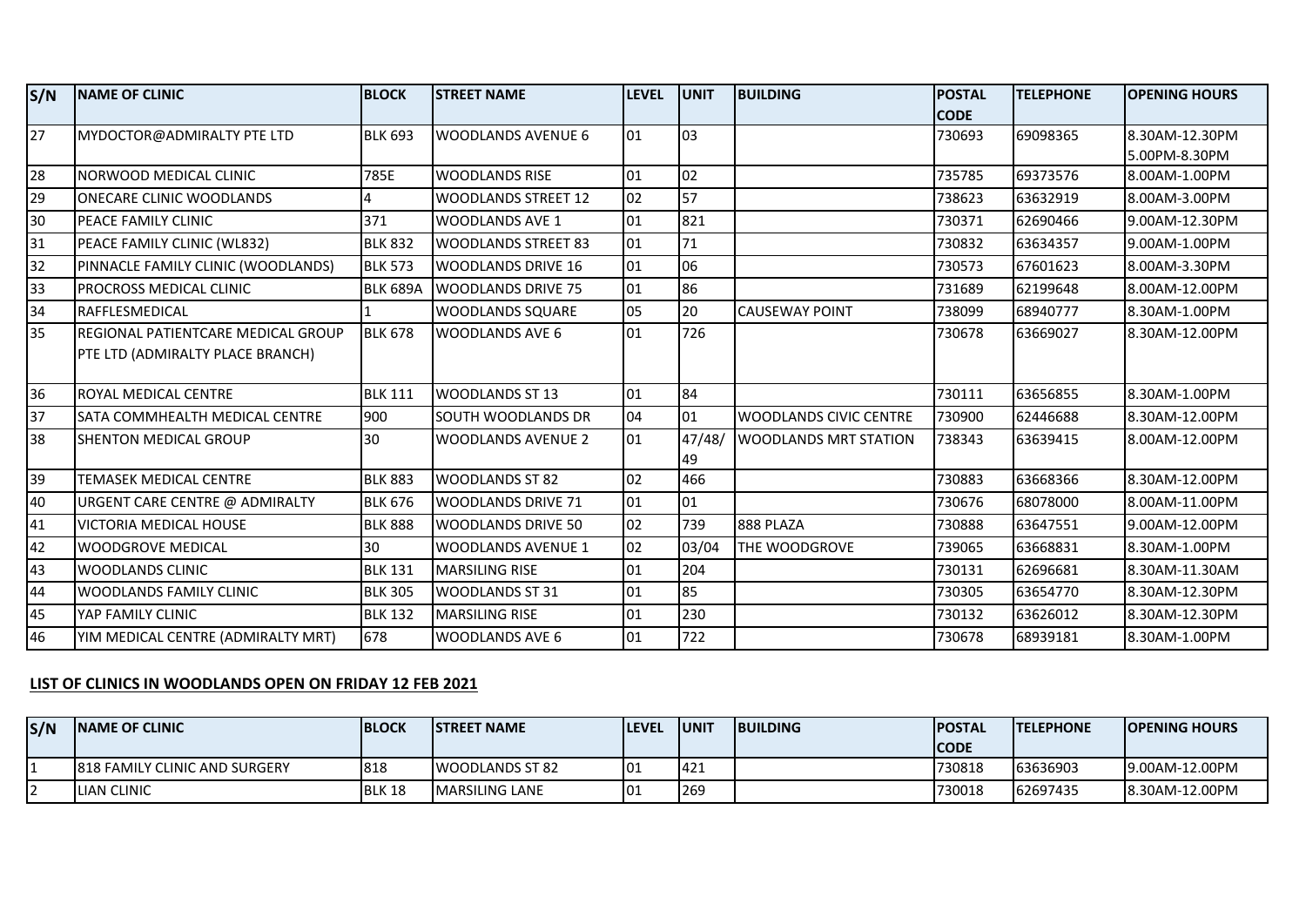| S/N | NAME OF CLINIC | BLOCK | STREET NAME | LEVEL | UNIT | BUILDING | POSTAL CODE | TELEPHONE | OPENING HOURS |
|---|---|---|---|---|---|---|---|---|---|
| 27 | MYDOCTOR@ADMIRALTY PTE LTD | BLK 693 | WOODLANDS AVENUE 6 | 01 | 03 | | 730693 | 69098365 | 8.30AM-12.30PM 5.00PM-8.30PM |
| 28 | NORWOOD MEDICAL CLINIC | 785E | WOODLANDS RISE | 01 | 02 | | 735785 | 69373576 | 8.00AM-1.00PM |
| 29 | ONECARE CLINIC WOODLANDS | 4 | WOODLANDS STREET 12 | 02 | 57 | | 738623 | 63632919 | 8.00AM-3.00PM |
| 30 | PEACE FAMILY CLINIC | 371 | WOODLANDS AVE 1 | 01 | 821 | | 730371 | 62690466 | 9.00AM-12.30PM |
| 31 | PEACE FAMILY CLINIC (WL832) | BLK 832 | WOODLANDS STREET 83 | 01 | 71 | | 730832 | 63634357 | 9.00AM-1.00PM |
| 32 | PINNACLE FAMILY CLINIC (WOODLANDS) | BLK 573 | WOODLANDS DRIVE 16 | 01 | 06 | | 730573 | 67601623 | 8.00AM-3.30PM |
| 33 | PROCROSS MEDICAL CLINIC | BLK 689A | WOODLANDS DRIVE 75 | 01 | 86 | | 731689 | 62199648 | 8.00AM-12.00PM |
| 34 | RAFFLESMEDICAL | 1 | WOODLANDS SQUARE | 05 | 20 | CAUSEWAY POINT | 738099 | 68940777 | 8.30AM-1.00PM |
| 35 | REGIONAL PATIENTCARE MEDICAL GROUP PTE LTD (ADMIRALTY PLACE BRANCH) | BLK 678 | WOODLANDS AVE 6 | 01 | 726 | | 730678 | 63669027 | 8.30AM-12.00PM |
| 36 | ROYAL MEDICAL CENTRE | BLK 111 | WOODLANDS ST 13 | 01 | 84 | | 730111 | 63656855 | 8.30AM-1.00PM |
| 37 | SATA COMMHEALTH MEDICAL CENTRE | 900 | SOUTH WOODLANDS DR | 04 | 01 | WOODLANDS CIVIC CENTRE | 730900 | 62446688 | 8.30AM-12.00PM |
| 38 | SHENTON MEDICAL GROUP | 30 | WOODLANDS AVENUE 2 | 01 | 47/48/49 | WOODLANDS MRT STATION | 738343 | 63639415 | 8.00AM-12.00PM |
| 39 | TEMASEK MEDICAL CENTRE | BLK 883 | WOODLANDS ST 82 | 02 | 466 | | 730883 | 63668366 | 8.30AM-12.00PM |
| 40 | URGENT CARE CENTRE @ ADMIRALTY | BLK 676 | WOODLANDS DRIVE 71 | 01 | 01 | | 730676 | 68078000 | 8.00AM-11.00PM |
| 41 | VICTORIA MEDICAL HOUSE | BLK 888 | WOODLANDS DRIVE 50 | 02 | 739 | 888 PLAZA | 730888 | 63647551 | 9.00AM-12.00PM |
| 42 | WOODGROVE MEDICAL | 30 | WOODLANDS AVENUE 1 | 02 | 03/04 | THE WOODGROVE | 739065 | 63668831 | 8.30AM-1.00PM |
| 43 | WOODLANDS CLINIC | BLK 131 | MARSILING RISE | 01 | 204 | | 730131 | 62696681 | 8.30AM-11.30AM |
| 44 | WOODLANDS FAMILY CLINIC | BLK 305 | WOODLANDS ST 31 | 01 | 85 | | 730305 | 63654770 | 8.30AM-12.30PM |
| 45 | YAP FAMILY CLINIC | BLK 132 | MARSILING RISE | 01 | 230 | | 730132 | 63626012 | 8.30AM-12.30PM |
| 46 | YIM MEDICAL CENTRE (ADMIRALTY MRT) | 678 | WOODLANDS AVE 6 | 01 | 722 | | 730678 | 68939181 | 8.30AM-1.00PM |

**LIST OF CLINICS IN WOODLANDS OPEN ON FRIDAY 12 FEB 2021**

| S/N | NAME OF CLINIC | BLOCK | STREET NAME | LEVEL | UNIT | BUILDING | POSTAL CODE | TELEPHONE | OPENING HOURS |
|---|---|---|---|---|---|---|---|---|---|
| 1 | 818 FAMILY CLINIC AND SURGERY | 818 | WOODLANDS ST 82 | 01 | 421 | | 730818 | 63636903 | 9.00AM-12.00PM |
| 2 | LIAN CLINIC | BLK 18 | MARSILING LANE | 01 | 269 | | 730018 | 62697435 | 8.30AM-12.00PM |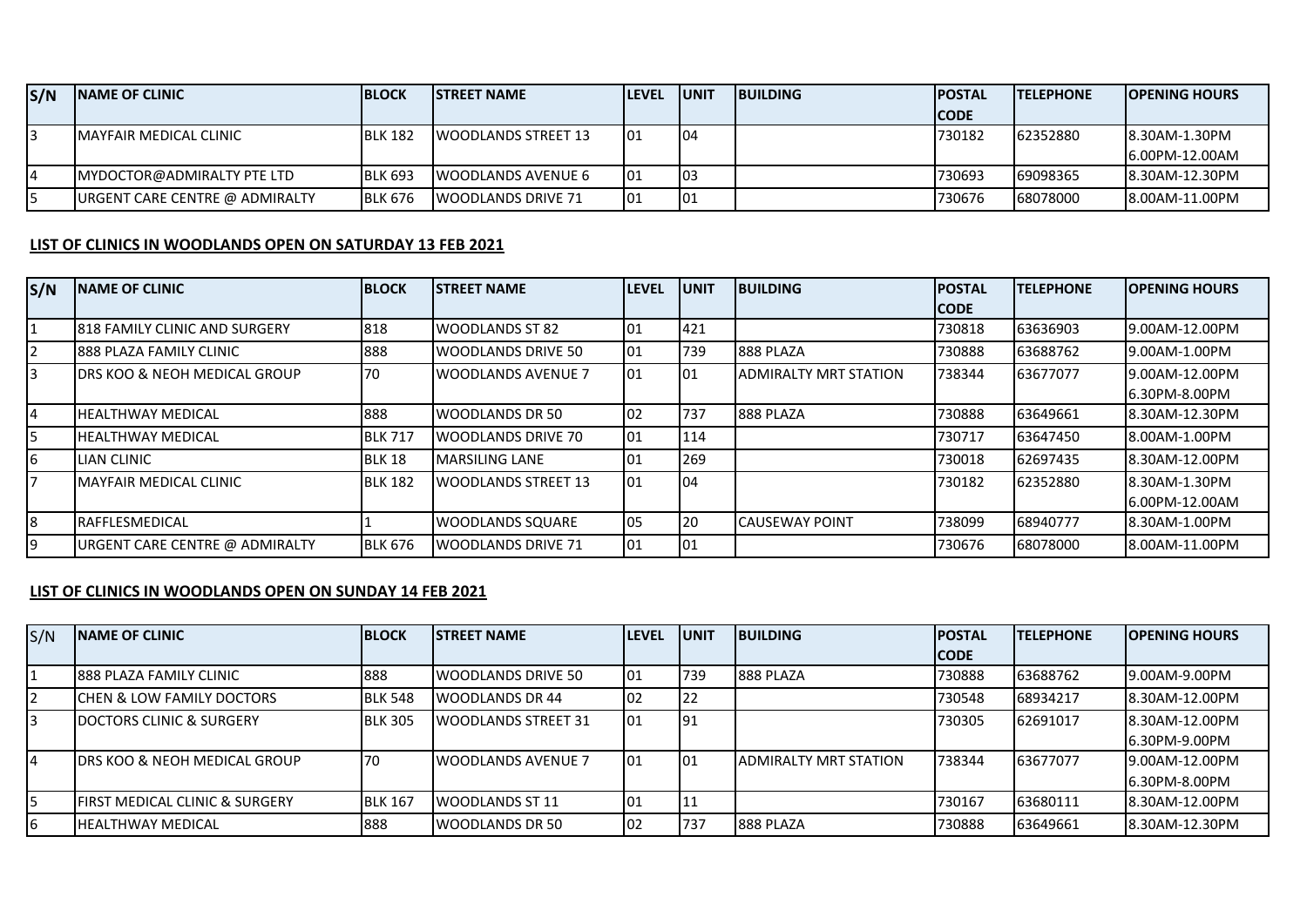| S/N | NAME OF CLINIC | BLOCK | STREET NAME | LEVEL | UNIT | BUILDING | POSTAL CODE | TELEPHONE | OPENING HOURS |
|---|---|---|---|---|---|---|---|---|---|
| 3 | MAYFAIR MEDICAL CLINIC | BLK 182 | WOODLANDS STREET 13 | 01 | 04 | | 730182 | 62352880 | 8.30AM-1.30PM 6.00PM-12.00AM |
| 4 | MYDOCTOR@ADMIRALTY PTE LTD | BLK 693 | WOODLANDS AVENUE 6 | 01 | 03 | | 730693 | 69098365 | 8.30AM-12.30PM |
| 5 | URGENT CARE CENTRE @ ADMIRALTY | BLK 676 | WOODLANDS DRIVE 71 | 01 | 01 | | 730676 | 68078000 | 8.00AM-11.00PM |

**LIST OF CLINICS IN WOODLANDS OPEN ON SATURDAY 13 FEB 2021**

| S/N | NAME OF CLINIC | BLOCK | STREET NAME | LEVEL | UNIT | BUILDING | POSTAL CODE | TELEPHONE | OPENING HOURS |
|---|---|---|---|---|---|---|---|---|---|
| 1 | 818 FAMILY CLINIC AND SURGERY | 818 | WOODLANDS ST 82 | 01 | 421 | | 730818 | 63636903 | 9.00AM-12.00PM |
| 2 | 888 PLAZA FAMILY CLINIC | 888 | WOODLANDS DRIVE 50 | 01 | 739 | 888 PLAZA | 730888 | 63688762 | 9.00AM-1.00PM |
| 3 | DRS KOO & NEOH MEDICAL GROUP | 70 | WOODLANDS AVENUE 7 | 01 | 01 | ADMIRALTY MRT STATION | 738344 | 63677077 | 9.00AM-12.00PM 6.30PM-8.00PM |
| 4 | HEALTHWAY MEDICAL | 888 | WOODLANDS DR 50 | 02 | 737 | 888 PLAZA | 730888 | 63649661 | 8.30AM-12.30PM |
| 5 | HEALTHWAY MEDICAL | BLK 717 | WOODLANDS DRIVE 70 | 01 | 114 | | 730717 | 63647450 | 8.00AM-1.00PM |
| 6 | LIAN CLINIC | BLK 18 | MARSILING LANE | 01 | 269 | | 730018 | 62697435 | 8.30AM-12.00PM |
| 7 | MAYFAIR MEDICAL CLINIC | BLK 182 | WOODLANDS STREET 13 | 01 | 04 | | 730182 | 62352880 | 8.30AM-1.30PM 6.00PM-12.00AM |
| 8 | RAFFLESMEDICAL | 1 | WOODLANDS SQUARE | 05 | 20 | CAUSEWAY POINT | 738099 | 68940777 | 8.30AM-1.00PM |
| 9 | URGENT CARE CENTRE @ ADMIRALTY | BLK 676 | WOODLANDS DRIVE 71 | 01 | 01 | | 730676 | 68078000 | 8.00AM-11.00PM |

**LIST OF CLINICS IN WOODLANDS OPEN ON SUNDAY 14 FEB 2021**

| S/N | NAME OF CLINIC | BLOCK | STREET NAME | LEVEL | UNIT | BUILDING | POSTAL CODE | TELEPHONE | OPENING HOURS |
|---|---|---|---|---|---|---|---|---|---|
| 1 | 888 PLAZA FAMILY CLINIC | 888 | WOODLANDS DRIVE 50 | 01 | 739 | 888 PLAZA | 730888 | 63688762 | 9.00AM-9.00PM |
| 2 | CHEN & LOW FAMILY DOCTORS | BLK 548 | WOODLANDS DR 44 | 02 | 22 | | 730548 | 68934217 | 8.30AM-12.00PM |
| 3 | DOCTORS CLINIC & SURGERY | BLK 305 | WOODLANDS STREET 31 | 01 | 91 | | 730305 | 62691017 | 8.30AM-12.00PM 6.30PM-9.00PM |
| 4 | DRS KOO & NEOH MEDICAL GROUP | 70 | WOODLANDS AVENUE 7 | 01 | 01 | ADMIRALTY MRT STATION | 738344 | 63677077 | 9.00AM-12.00PM 6.30PM-8.00PM |
| 5 | FIRST MEDICAL CLINIC & SURGERY | BLK 167 | WOODLANDS ST 11 | 01 | 11 | | 730167 | 63680111 | 8.30AM-12.00PM |
| 6 | HEALTHWAY MEDICAL | 888 | WOODLANDS DR 50 | 02 | 737 | 888 PLAZA | 730888 | 63649661 | 8.30AM-12.30PM |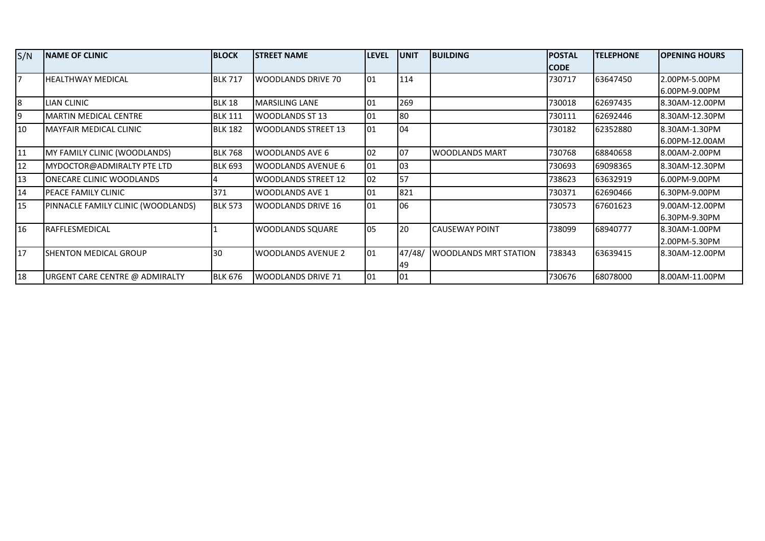| S/N | NAME OF CLINIC | BLOCK | STREET NAME | LEVEL | UNIT | BUILDING | POSTAL CODE | TELEPHONE | OPENING HOURS |
|---|---|---|---|---|---|---|---|---|---|
| 7 | HEALTHWAY MEDICAL | BLK 717 | WOODLANDS DRIVE 70 | 01 | 114 | | 730717 | 63647450 | 2.00PM-5.00PM 6.00PM-9.00PM |
| 8 | LIAN CLINIC | BLK 18 | MARSILING LANE | 01 | 269 | | 730018 | 62697435 | 8.30AM-12.00PM |
| 9 | MARTIN MEDICAL CENTRE | BLK 111 | WOODLANDS ST 13 | 01 | 80 | | 730111 | 62692446 | 8.30AM-12.30PM |
| 10 | MAYFAIR MEDICAL CLINIC | BLK 182 | WOODLANDS STREET 13 | 01 | 04 | | 730182 | 62352880 | 8.30AM-1.30PM 6.00PM-12.00AM |
| 11 | MY FAMILY CLINIC (WOODLANDS) | BLK 768 | WOODLANDS AVE 6 | 02 | 07 | WOODLANDS MART | 730768 | 68840658 | 8.00AM-2.00PM |
| 12 | MYDOCTOR@ADMIRALTY PTE LTD | BLK 693 | WOODLANDS AVENUE 6 | 01 | 03 | | 730693 | 69098365 | 8.30AM-12.30PM |
| 13 | ONECARE CLINIC WOODLANDS | 4 | WOODLANDS STREET 12 | 02 | 57 | | 738623 | 63632919 | 6.00PM-9.00PM |
| 14 | PEACE FAMILY CLINIC | 371 | WOODLANDS AVE 1 | 01 | 821 | | 730371 | 62690466 | 6.30PM-9.00PM |
| 15 | PINNACLE FAMILY CLINIC (WOODLANDS) | BLK 573 | WOODLANDS DRIVE 16 | 01 | 06 | | 730573 | 67601623 | 9.00AM-12.00PM 6.30PM-9.30PM |
| 16 | RAFFLESMEDICAL | 1 | WOODLANDS SQUARE | 05 | 20 | CAUSEWAY POINT | 738099 | 68940777 | 8.30AM-1.00PM 2.00PM-5.30PM |
| 17 | SHENTON MEDICAL GROUP | 30 | WOODLANDS AVENUE 2 | 01 | 47/48/49 | WOODLANDS MRT STATION | 738343 | 63639415 | 8.30AM-12.00PM |
| 18 | URGENT CARE CENTRE @ ADMIRALTY | BLK 676 | WOODLANDS DRIVE 71 | 01 | 01 | | 730676 | 68078000 | 8.00AM-11.00PM |